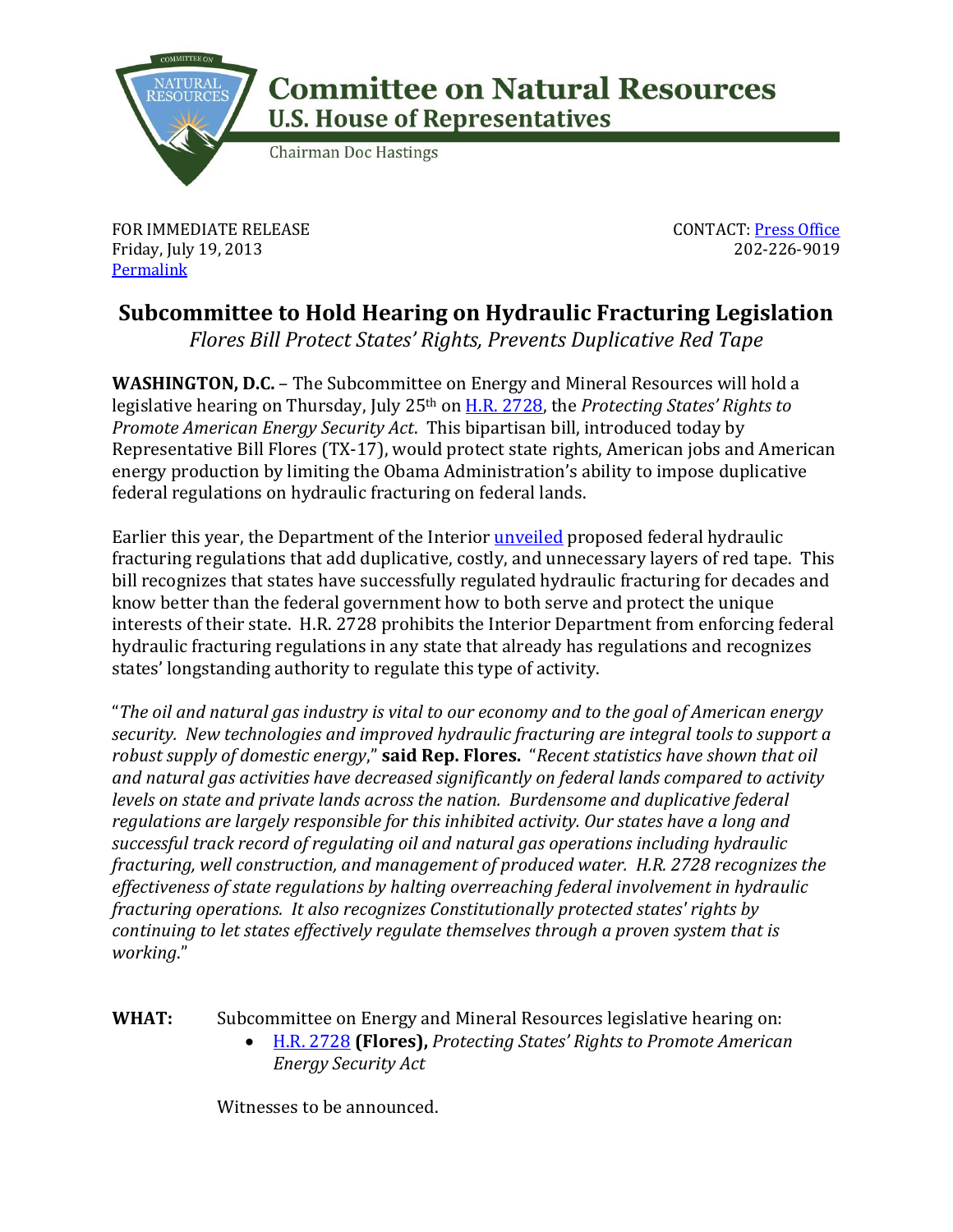# Committee on Natural Resources
## U.S. House of Representatives
Chairman Doc Hastings

FOR IMMEDIATE RELEASE
Friday, July 19, 2013
[Permalink]

CONTACT: [Press Office]
202-226-9019

## Subcommittee to Hold Hearing on Hydraulic Fracturing Legislation
*Flores Bill Protect States' Rights, Prevents Duplicative Red Tape*

**WASHINGTON, D.C.** – The Subcommittee on Energy and Mineral Resources will hold a legislative hearing on Thursday, July 25th on [H.R. 2728], the *Protecting States' Rights to Promote American Energy Security Act*. This bipartisan bill, introduced today by Representative Bill Flores (TX-17), would protect state rights, American jobs and American energy production by limiting the Obama Administration's ability to impose duplicative federal regulations on hydraulic fracturing on federal lands.

Earlier this year, the Department of the Interior [unveiled] proposed federal hydraulic fracturing regulations that add duplicative, costly, and unnecessary layers of red tape. This bill recognizes that states have successfully regulated hydraulic fracturing for decades and know better than the federal government how to both serve and protect the unique interests of their state. H.R. 2728 prohibits the Interior Department from enforcing federal hydraulic fracturing regulations in any state that already has regulations and recognizes states' longstanding authority to regulate this type of activity.

"*The oil and natural gas industry is vital to our economy and to the goal of American energy security. New technologies and improved hydraulic fracturing are integral tools to support a robust supply of domestic energy*," **said Rep. Flores.** "*Recent statistics have shown that oil and natural gas activities have decreased significantly on federal lands compared to activity levels on state and private lands across the nation. Burdensome and duplicative federal regulations are largely responsible for this inhibited activity. Our states have a long and successful track record of regulating oil and natural gas operations including hydraulic fracturing, well construction, and management of produced water. H.R. 2728 recognizes the effectiveness of state regulations by halting overreaching federal involvement in hydraulic fracturing operations. It also recognizes Constitutionally protected states' rights by continuing to let states effectively regulate themselves through a proven system that is working*."

**WHAT:** Subcommittee on Energy and Mineral Resources legislative hearing on:

- [H.R. 2728] **(Flores),** *Protecting States' Rights to Promote American Energy Security Act*

Witnesses to be announced.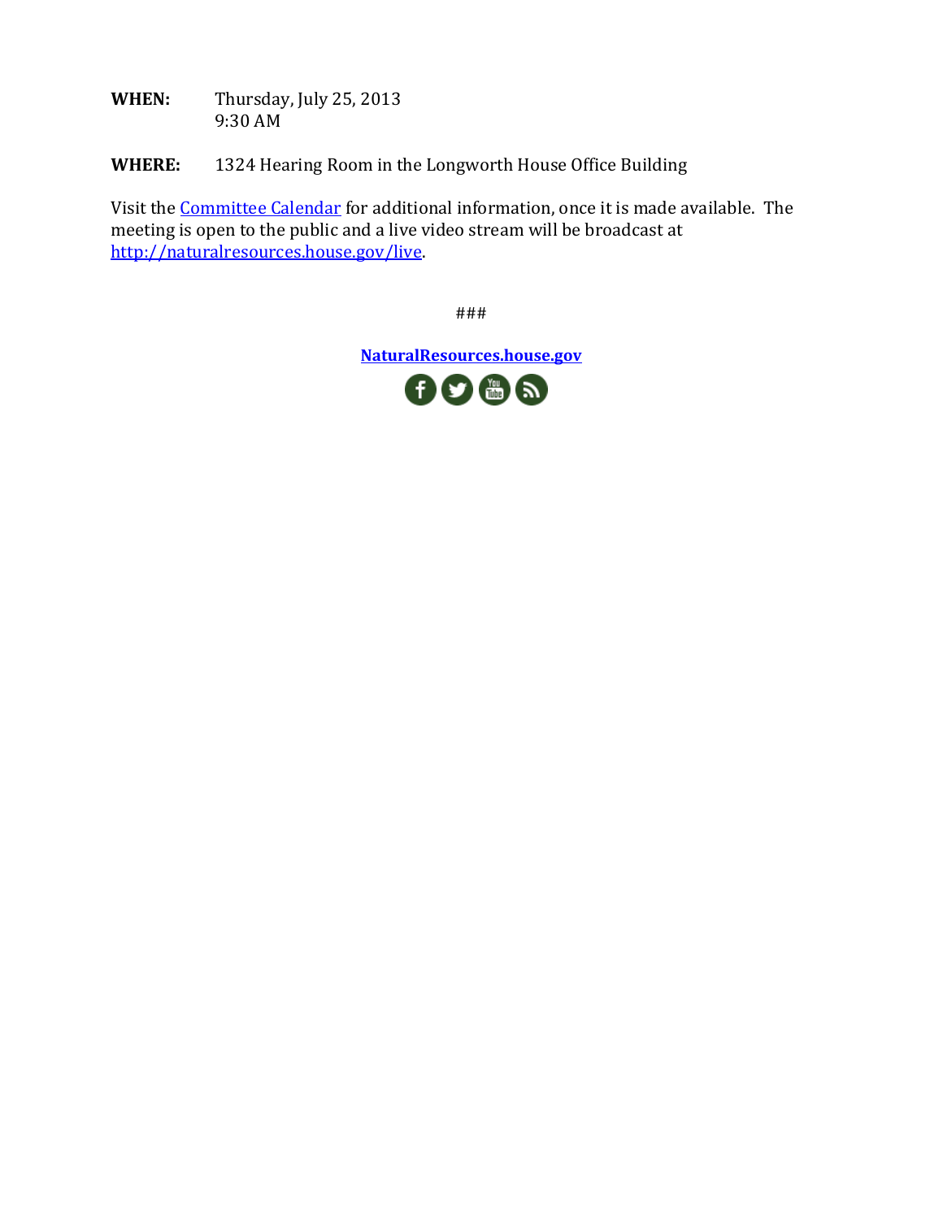**WHEN:** Thursday, July 25, 2013
9:30 AM

**WHERE:** 1324 Hearing Room in the Longworth House Office Building

Visit the Committee Calendar for additional information, once it is made available. The meeting is open to the public and a live video stream will be broadcast at http://naturalresources.house.gov/live.

###

**NaturalResources.house.gov**